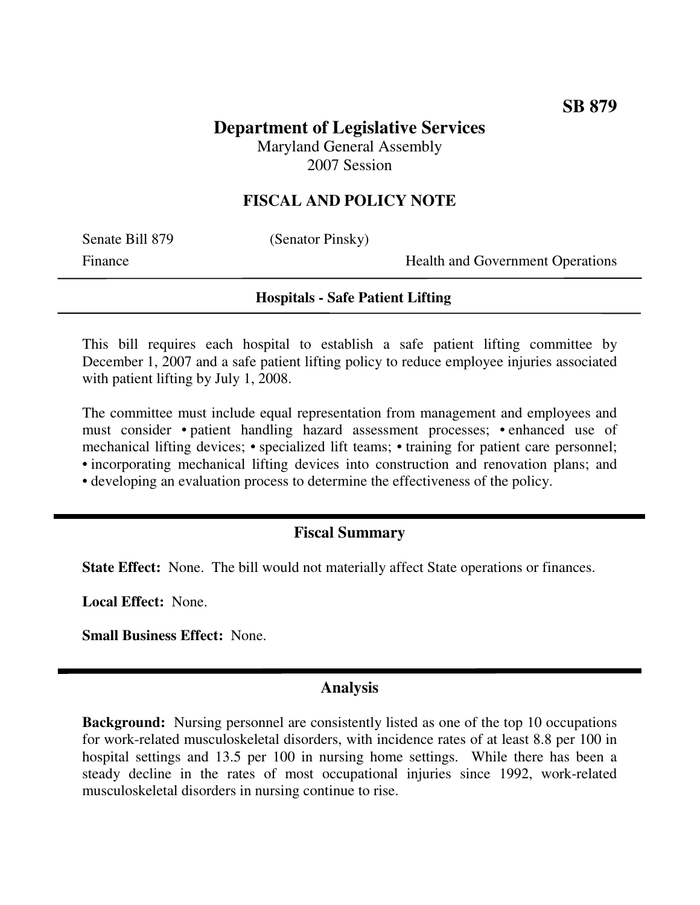**SB 879**

# Department of Legislative Services

Maryland General Assembly
2007 Session

## FISCAL AND POLICY NOTE

Senate Bill 879 (Senator Pinsky)
Finance Health and Government Operations

---

**Hospitals - Safe Patient Lifting**

---

This bill requires each hospital to establish a safe patient lifting committee by December 1, 2007 and a safe patient lifting policy to reduce employee injuries associated with patient lifting by July 1, 2008.

The committee must include equal representation from management and employees and must consider • patient handling hazard assessment processes; • enhanced use of mechanical lifting devices; • specialized lift teams; • training for patient care personnel; • incorporating mechanical lifting devices into construction and renovation plans; and • developing an evaluation process to determine the effectiveness of the policy.

## Fiscal Summary

**State Effect:** None. The bill would not materially affect State operations or finances.

**Local Effect:** None.

**Small Business Effect:** None.

## Analysis

**Background:** Nursing personnel are consistently listed as one of the top 10 occupations for work-related musculoskeletal disorders, with incidence rates of at least 8.8 per 100 in hospital settings and 13.5 per 100 in nursing home settings. While there has been a steady decline in the rates of most occupational injuries since 1992, work-related musculoskeletal disorders in nursing continue to rise.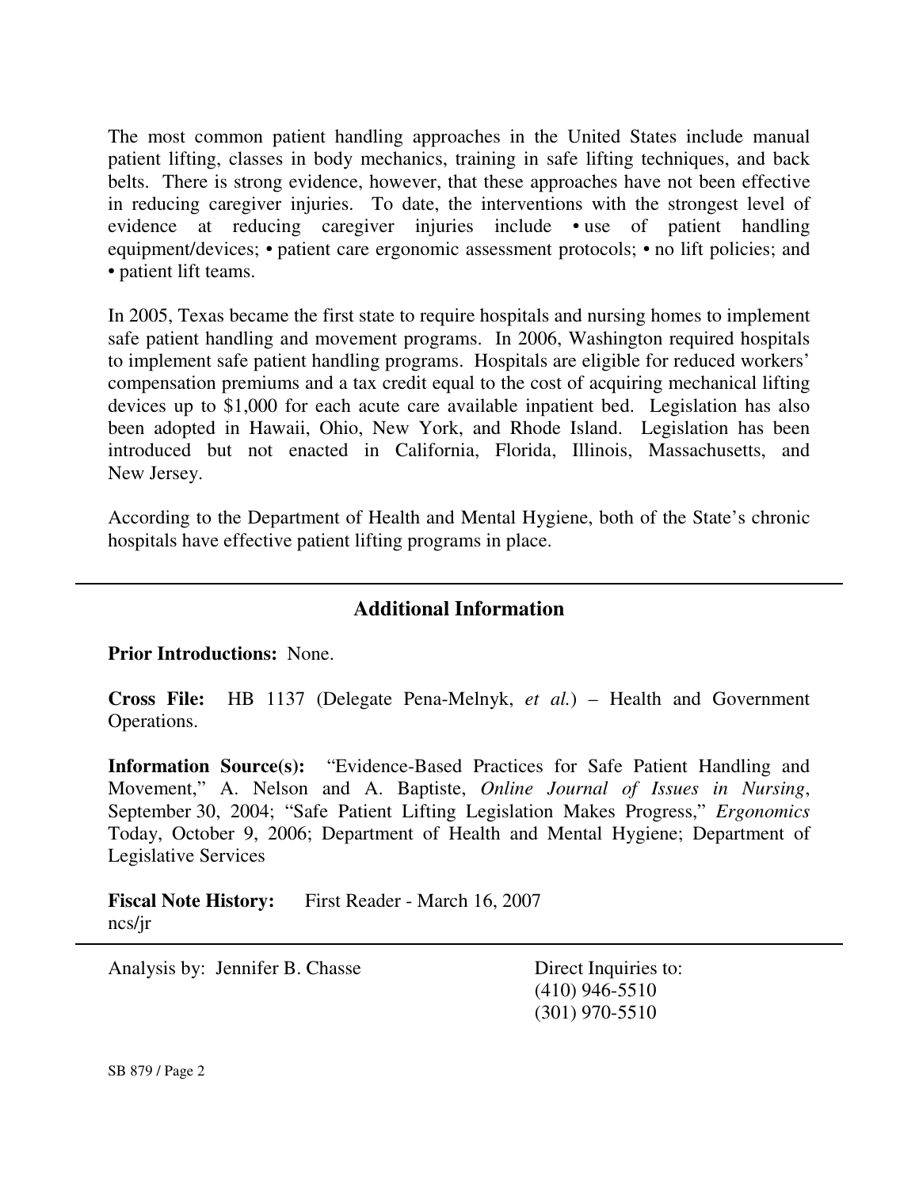The most common patient handling approaches in the United States include manual patient lifting, classes in body mechanics, training in safe lifting techniques, and back belts. There is strong evidence, however, that these approaches have not been effective in reducing caregiver injuries. To date, the interventions with the strongest level of evidence at reducing caregiver injuries include • use of patient handling equipment/devices; • patient care ergonomic assessment protocols; • no lift policies; and • patient lift teams.

In 2005, Texas became the first state to require hospitals and nursing homes to implement safe patient handling and movement programs. In 2006, Washington required hospitals to implement safe patient handling programs. Hospitals are eligible for reduced workers' compensation premiums and a tax credit equal to the cost of acquiring mechanical lifting devices up to $1,000 for each acute care available inpatient bed. Legislation has also been adopted in Hawaii, Ohio, New York, and Rhode Island. Legislation has been introduced but not enacted in California, Florida, Illinois, Massachusetts, and New Jersey.

According to the Department of Health and Mental Hygiene, both of the State's chronic hospitals have effective patient lifting programs in place.

## Additional Information

**Prior Introductions:** None.

**Cross File:** HB 1137 (Delegate Pena-Melnyk, *et al.*) – Health and Government Operations.

**Information Source(s):** "Evidence-Based Practices for Safe Patient Handling and Movement," A. Nelson and A. Baptiste, *Online Journal of Issues in Nursing*, September 30, 2004; "Safe Patient Lifting Legislation Makes Progress," *Ergonomics* Today, October 9, 2006; Department of Health and Mental Hygiene; Department of Legislative Services

**Fiscal Note History:** First Reader - March 16, 2007
ncs/jr

Analysis by: Jennifer B. Chasse

Direct Inquiries to:
(410) 946-5510
(301) 970-5510